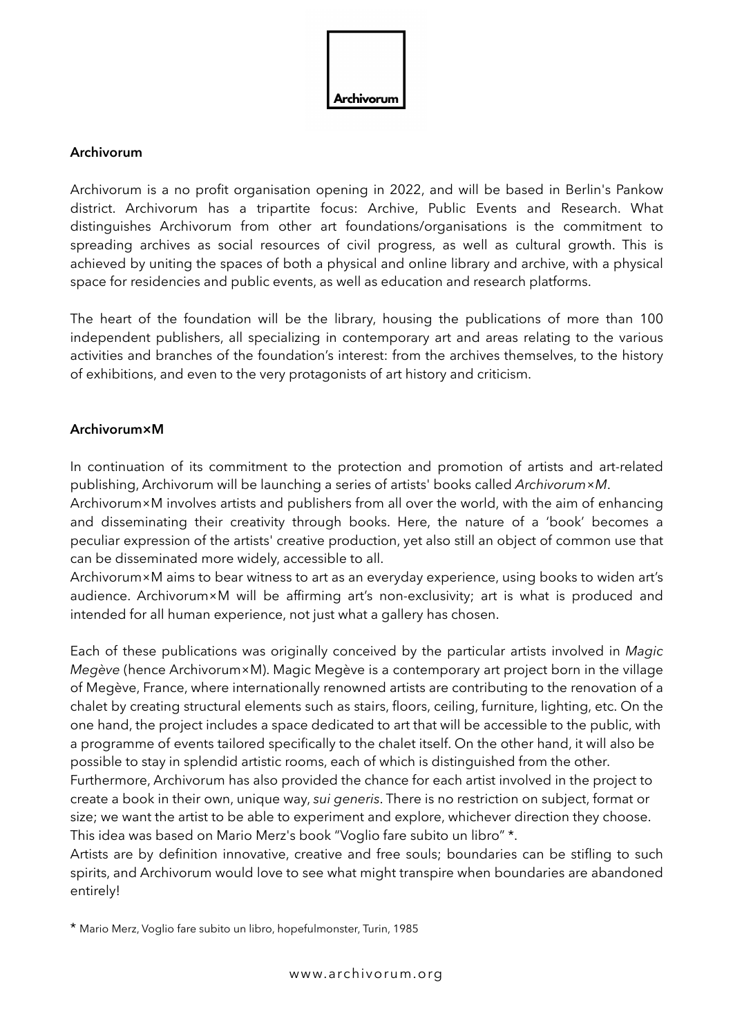## Archivorum

Archivorum is a no profit organisation opening in 2022, and will be based in Berlin's Pankow district. Archivorum has a tripartite focus: Archive, Public Events and Research. What distinguishes Archivorum from other art foundations/organisations is the commitment to spreading archives as social resources of civil progress, as well as cultural growth. This is achieved by uniting the spaces of both a physical and online library and archive, with a physical space for residencies and public events, as well as education and research platforms.

The heart of the foundation will be the library, housing the publications of more than 100 independent publishers, all specializing in contemporary art and areas relating to the various activities and branches of the foundation's interest: from the archives themselves, to the history of exhibitions, and even to the very protagonists of art history and criticism.

## Archivorum×M

In continuation of its commitment to the protection and promotion of artists and art-related publishing, Archivorum will be launching a series of artists' books called *Archivorum×M*.
Archivorum×M involves artists and publishers from all over the world, with the aim of enhancing and disseminating their creativity through books. Here, the nature of a 'book' becomes a peculiar expression of the artists' creative production, yet also still an object of common use that can be disseminated more widely, accessible to all.
Archivorum×M aims to bear witness to art as an everyday experience, using books to widen art's audience. Archivorum×M will be affirming art's non-exclusivity; art is what is produced and intended for all human experience, not just what a gallery has chosen.

Each of these publications was originally conceived by the particular artists involved in *Magic Megève* (hence Archivorum×M). Magic Megève is a contemporary art project born in the village of Megève, France, where internationally renowned artists are contributing to the renovation of a chalet by creating structural elements such as stairs, floors, ceiling, furniture, lighting, etc. On the one hand, the project includes a space dedicated to art that will be accessible to the public, with a programme of events tailored specifically to the chalet itself. On the other hand, it will also be possible to stay in splendid artistic rooms, each of which is distinguished from the other.
Furthermore, Archivorum has also provided the chance for each artist involved in the project to create a book in their own, unique way, *sui generis*. There is no restriction on subject, format or size; we want the artist to be able to experiment and explore, whichever direction they choose. This idea was based on Mario Merz's book "Voglio fare subito un libro" *.
Artists are by definition innovative, creative and free souls; boundaries can be stifling to such spirits, and Archivorum would love to see what might transpire when boundaries are abandoned entirely!

* Mario Merz, Voglio fare subito un libro, hopefulmonster, Turin, 1985

www.archivorum.org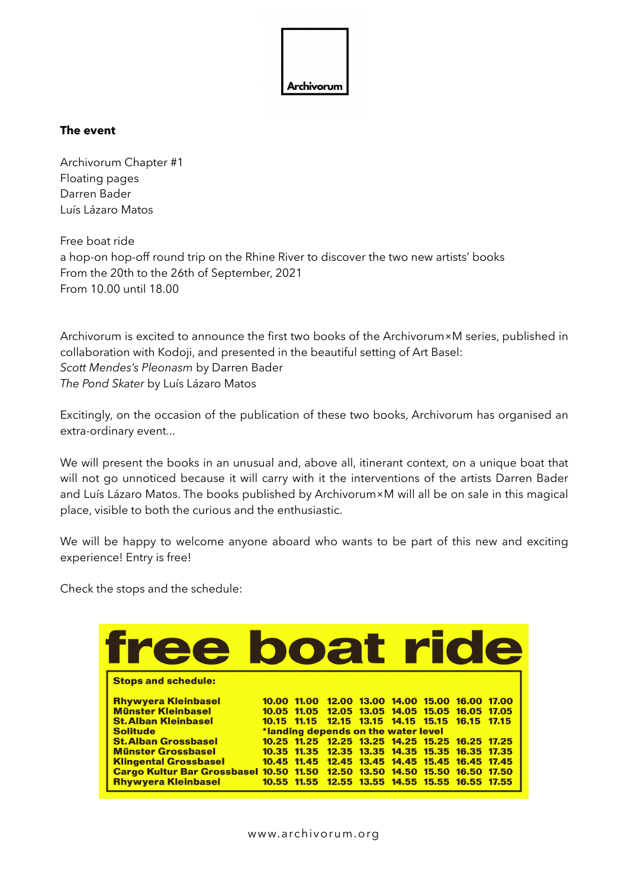Archivorum

**The event**

Archivorum Chapter #1
Floating pages
Darren Bader
Luís Lázaro Matos

Free boat ride
a hop-on hop-off round trip on the Rhine River to discover the two new artists' books
From the 20th to the 26th of September, 2021
From 10.00 until 18.00

Archivorum is excited to announce the first two books of the Archivorum×M series, published in collaboration with Kodoji, and presented in the beautiful setting of Art Basel:
*Scott Mendes's Pleonasm* by Darren Bader
*The Pond Skater* by Luís Lázaro Matos

Excitingly, on the occasion of the publication of these two books, Archivorum has organised an extra-ordinary event...

We will present the books in an unusual and, above all, itinerant context, on a unique boat that will not go unnoticed because it will carry with it the interventions of the artists Darren Bader and Luís Lázaro Matos. The books published by Archivorum×M will all be on sale in this magical place, visible to both the curious and the enthusiastic.

We will be happy to welcome anyone aboard who wants to be part of this new and exciting experience! Entry is free!

Check the stops and the schedule:

# free boat ride

**Stops and schedule:**

| Stop | | | | | | | | |
|---|---|---|---|---|---|---|---|---|
| **Rhywyera Kleinbasel** | 10.00 | 11.00 | 12.00 | 13.00 | 14.00 | 15.00 | 16.00 | 17.00 |
| **Münster Kleinbasel** | 10.05 | 11.05 | 12.05 | 13.05 | 14.05 | 15.05 | 16.05 | 17.05 |
| **St. Alban Kleinbasel** | 10.15 | 11.15 | 12.15 | 13.15 | 14.15 | 15.15 | 16.15 | 17.15 |
| **Solitude** | *landing depends on the water level | | | | | | | |
| **St. Alban Grossbasel** | 10.25 | 11.25 | 12.25 | 13.25 | 14.25 | 15.25 | 16.25 | 17.25 |
| **Münster Grossbasel** | 10.35 | 11.35 | 12.35 | 13.35 | 14.35 | 15.35 | 16.35 | 17.35 |
| **Klingental Grossbasel** | 10.45 | 11.45 | 12.45 | 13.45 | 14.45 | 15.45 | 16.45 | 17.45 |
| **Cargo Kultur Bar Grossbasel** | 10.50 | 11.50 | 12.50 | 13.50 | 14.50 | 15.50 | 16.50 | 17.50 |
| **Rhywyera Kleinbasel** | 10.55 | 11.55 | 12.55 | 13.55 | 14.55 | 15.55 | 16.55 | 17.55 |

www.archivorum.org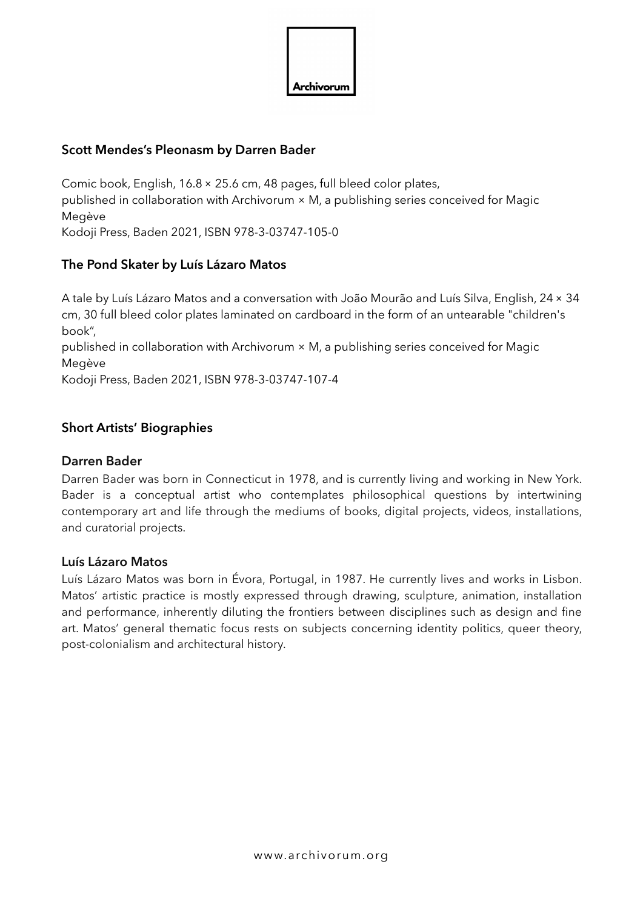**Scott Mendes's Pleonasm by Darren Bader**

Comic book, English, 16.8 × 25.6 cm, 48 pages, full bleed color plates,
published in collaboration with Archivorum × M, a publishing series conceived for Magic Megève
Kodoji Press, Baden 2021, ISBN 978-3-03747-105-0

**The Pond Skater by Luís Lázaro Matos**

A tale by Luís Lázaro Matos and a conversation with João Mourão and Luís Silva, English, 24 × 34 cm, 30 full bleed color plates laminated on cardboard in the form of an untearable "children's book",
published in collaboration with Archivorum × M, a publishing series conceived for Magic Megève
Kodoji Press, Baden 2021, ISBN 978-3-03747-107-4

## Short Artists' Biographies

### Darren Bader

Darren Bader was born in Connecticut in 1978, and is currently living and working in New York. Bader is a conceptual artist who contemplates philosophical questions by intertwining contemporary art and life through the mediums of books, digital projects, videos, installations, and curatorial projects.

### Luís Lázaro Matos

Luís Lázaro Matos was born in Évora, Portugal, in 1987. He currently lives and works in Lisbon. Matos' artistic practice is mostly expressed through drawing, sculpture, animation, installation and performance, inherently diluting the frontiers between disciplines such as design and fine art. Matos' general thematic focus rests on subjects concerning identity politics, queer theory, post-colonialism and architectural history.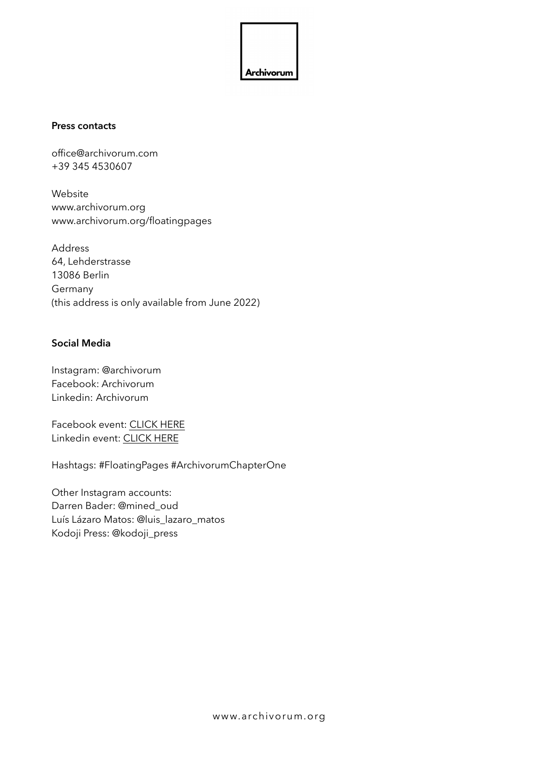Archivorum

**Press contacts**

office@archivorum.com
+39 345 4530607

Website
www.archivorum.org
www.archivorum.org/floatingpages

Address
64, Lehderstrasse
13086 Berlin
Germany
(this address is only available from June 2022)

**Social Media**

Instagram: @archivorum
Facebook: Archivorum
Linkedin: Archivorum

Facebook event: CLICK HERE
Linkedin event: CLICK HERE

Hashtags: #FloatingPages #ArchivorumChapterOne

Other Instagram accounts:
Darren Bader: @mined_oud
Luís Lázaro Matos: @luis_lazaro_matos
Kodoji Press: @kodoji_press